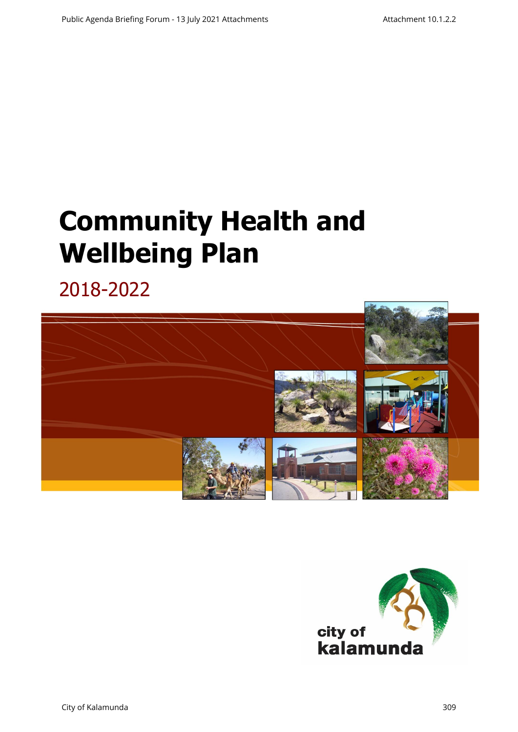# Community Health and Wellbeing Plan

## 2018-2022

city of kalamunda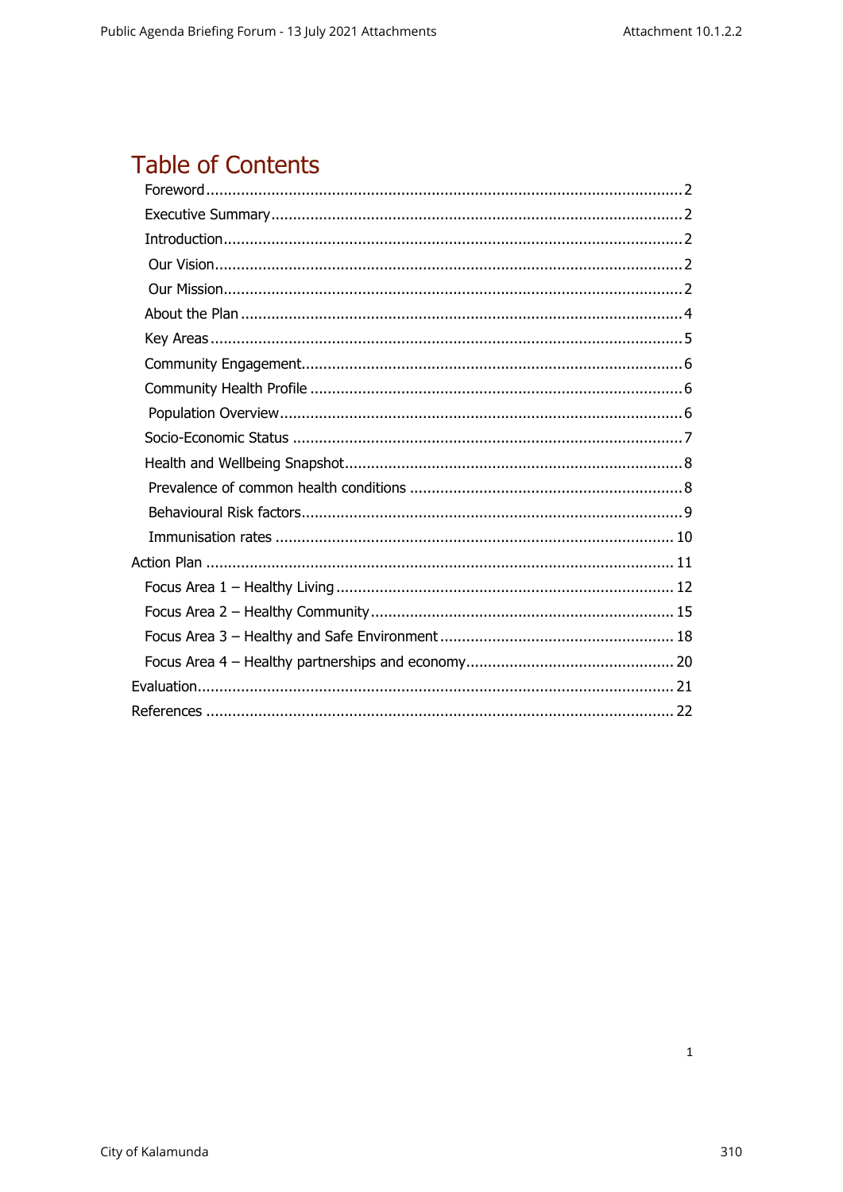# Table of Contents

- Foreword ........ 2
- Executive Summary ........ 2
- Introduction ........ 2
  - Our Vision ........ 2
  - Our Mission ........ 2
- About the Plan ........ 4
- Key Areas ........ 5
- Community Engagement ........ 6
- Community Health Profile ........ 6
  - Population Overview ........ 6
- Socio-Economic Status ........ 7
- Health and Wellbeing Snapshot ........ 8
  - Prevalence of common health conditions ........ 8
  - Behavioural Risk factors ........ 9
  - Immunisation rates ........ 10

Action Plan ........ 11

- Focus Area 1 – Healthy Living ........ 12
- Focus Area 2 – Healthy Community ........ 15
- Focus Area 3 – Healthy and Safe Environment ........ 18
- Focus Area 4 – Healthy partnerships and economy ........ 20

Evaluation ........ 21

References ........ 22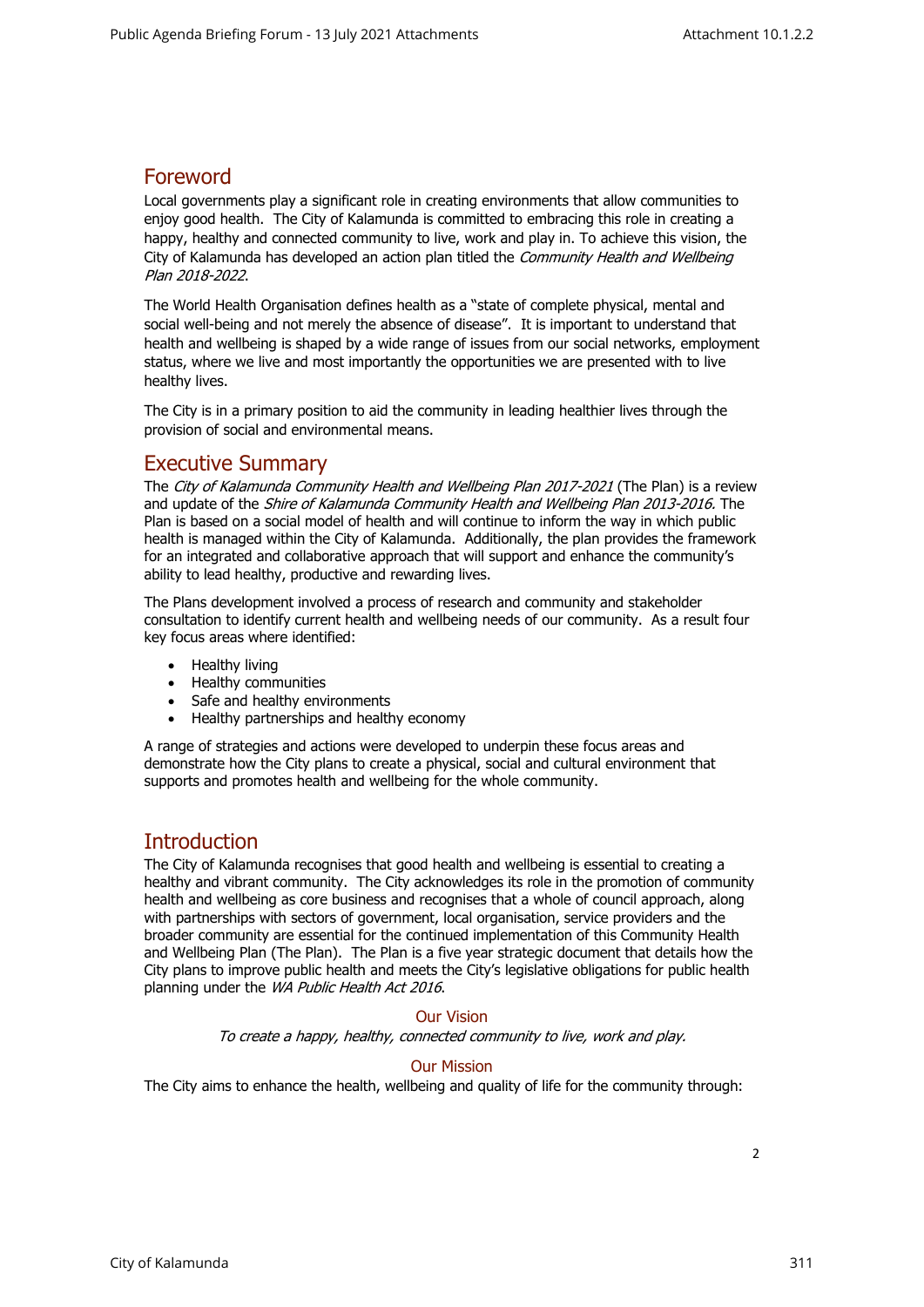## Foreword

Local governments play a significant role in creating environments that allow communities to enjoy good health. The City of Kalamunda is committed to embracing this role in creating a happy, healthy and connected community to live, work and play in. To achieve this vision, the City of Kalamunda has developed an action plan titled the *Community Health and Wellbeing Plan 2018-2022*.

The World Health Organisation defines health as a "state of complete physical, mental and social well-being and not merely the absence of disease". It is important to understand that health and wellbeing is shaped by a wide range of issues from our social networks, employment status, where we live and most importantly the opportunities we are presented with to live healthy lives.

The City is in a primary position to aid the community in leading healthier lives through the provision of social and environmental means.

## Executive Summary

The *City of Kalamunda Community Health and Wellbeing Plan 2017-2021* (The Plan) is a review and update of the *Shire of Kalamunda Community Health and Wellbeing Plan 2013-2016.* The Plan is based on a social model of health and will continue to inform the way in which public health is managed within the City of Kalamunda. Additionally, the plan provides the framework for an integrated and collaborative approach that will support and enhance the community's ability to lead healthy, productive and rewarding lives.

The Plans development involved a process of research and community and stakeholder consultation to identify current health and wellbeing needs of our community. As a result four key focus areas where identified:

- Healthy living
- Healthy communities
- Safe and healthy environments
- Healthy partnerships and healthy economy

A range of strategies and actions were developed to underpin these focus areas and demonstrate how the City plans to create a physical, social and cultural environment that supports and promotes health and wellbeing for the whole community.

## Introduction

The City of Kalamunda recognises that good health and wellbeing is essential to creating a healthy and vibrant community. The City acknowledges its role in the promotion of community health and wellbeing as core business and recognises that a whole of council approach, along with partnerships with sectors of government, local organisation, service providers and the broader community are essential for the continued implementation of this Community Health and Wellbeing Plan (The Plan). The Plan is a five year strategic document that details how the City plans to improve public health and meets the City's legislative obligations for public health planning under the *WA Public Health Act 2016*.

### Our Vision

*To create a happy, healthy, connected community to live, work and play.*

### Our Mission

The City aims to enhance the health, wellbeing and quality of life for the community through: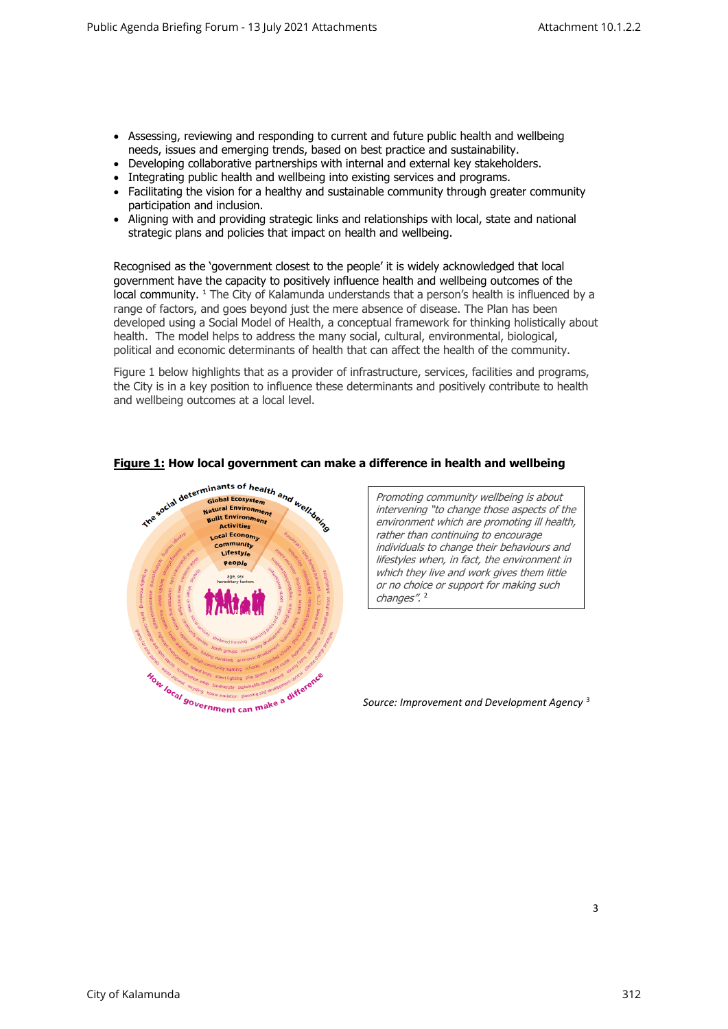- Assessing, reviewing and responding to current and future public health and wellbeing needs, issues and emerging trends, based on best practice and sustainability.
- Developing collaborative partnerships with internal and external key stakeholders.
- Integrating public health and wellbeing into existing services and programs.
- Facilitating the vision for a healthy and sustainable community through greater community participation and inclusion.
- Aligning with and providing strategic links and relationships with local, state and national strategic plans and policies that impact on health and wellbeing.

Recognised as the 'government closest to the people' it is widely acknowledged that local government have the capacity to positively influence health and wellbeing outcomes of the local community. [1] The City of Kalamunda understands that a person's health is influenced by a range of factors, and goes beyond just the mere absence of disease. The Plan has been developed using a Social Model of Health, a conceptual framework for thinking holistically about health. The model helps to address the many social, cultural, environmental, biological, political and economic determinants of health that can affect the health of the community.

Figure 1 below highlights that as a provider of infrastructure, services, facilities and programs, the City is in a key position to influence these determinants and positively contribute to health and wellbeing outcomes at a local level.

**<u>Figure 1:</u> How local government can make a difference in health and wellbeing**

*Promoting community wellbeing is about intervening "to change those aspects of the environment which are promoting ill health, rather than continuing to encourage individuals to change their behaviours and lifestyles when, in fact, the environment in which they live and work gives them little or no choice or support for making such changes".* [2]

*Source: Improvement and Development Agency* [3]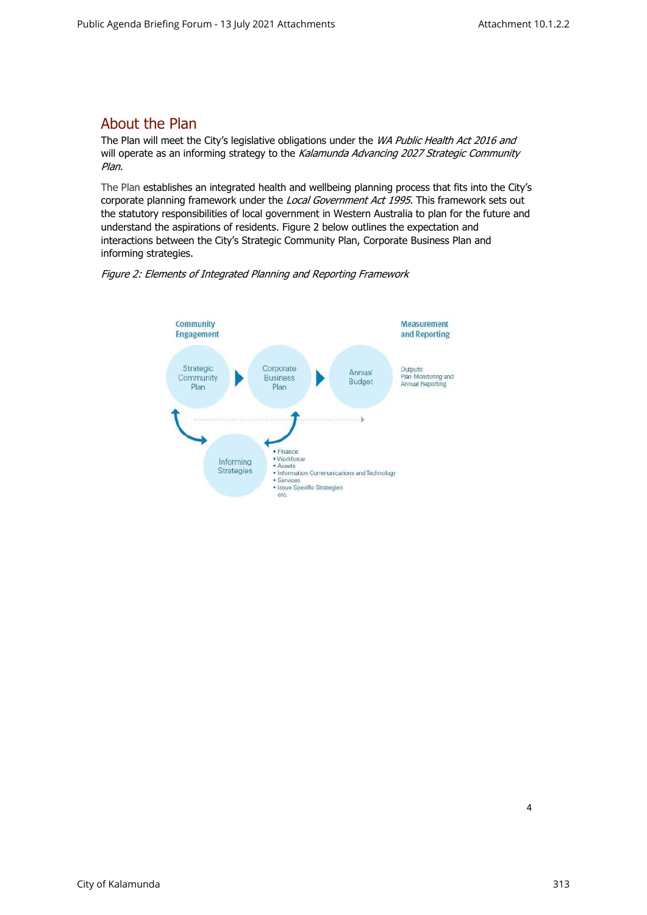## About the Plan

The Plan will meet the City's legislative obligations under the *WA Public Health Act 2016 and* will operate as an informing strategy to the *Kalamunda Advancing 2027 Strategic Community Plan*.

The Plan establishes an integrated health and wellbeing planning process that fits into the City's corporate planning framework under the *Local Government Act 1995.* This framework sets out the statutory responsibilities of local government in Western Australia to plan for the future and understand the aspirations of residents. Figure 2 below outlines the expectation and interactions between the City's Strategic Community Plan, Corporate Business Plan and informing strategies.

*Figure 2: Elements of Integrated Planning and Reporting Framework*

Community Engagement

Strategic Community Plan → Corporate Business Plan → Annual Budget

Measurement and Reporting

Outputs: Plan Monitoring and Annual Reporting

Informing Strategies

- Finance
- Workforce
- Assets
- Information Communications and Technology
- Services
- Issue Specific Strategies etc.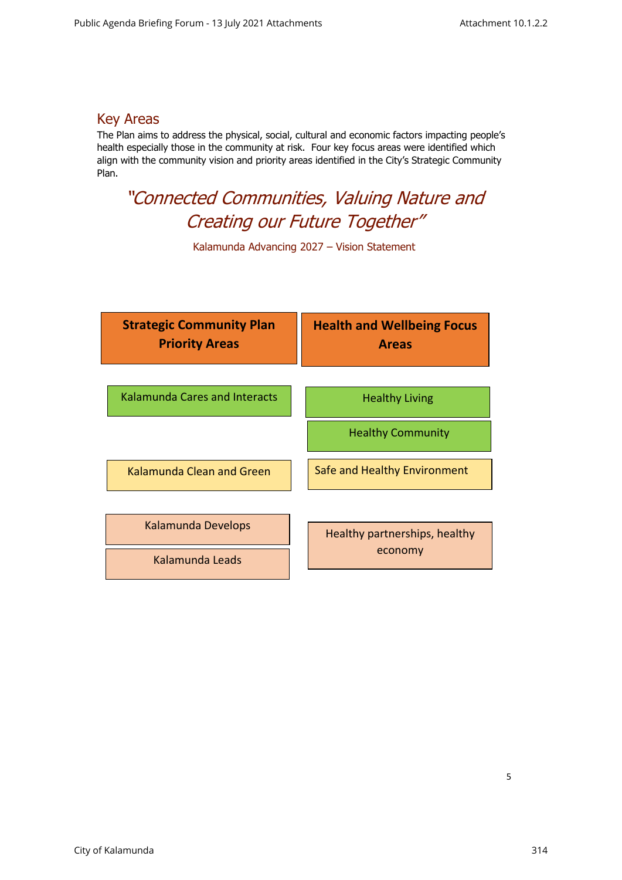## Key Areas

The Plan aims to address the physical, social, cultural and economic factors impacting people's health especially those in the community at risk. Four key focus areas were identified which align with the community vision and priority areas identified in the City's Strategic Community Plan.

*"Connected Communities, Valuing Nature and Creating our Future Together"*

Kalamunda Advancing 2027 – Vision Statement

| Strategic Community Plan Priority Areas | Health and Wellbeing Focus Areas |
| --- | --- |
| Kalamunda Cares and Interacts | Healthy Living |
| | Healthy Community |
| Kalamunda Clean and Green | Safe and Healthy Environment |
| Kalamunda Develops | Healthy partnerships, healthy economy |
| Kalamunda Leads | |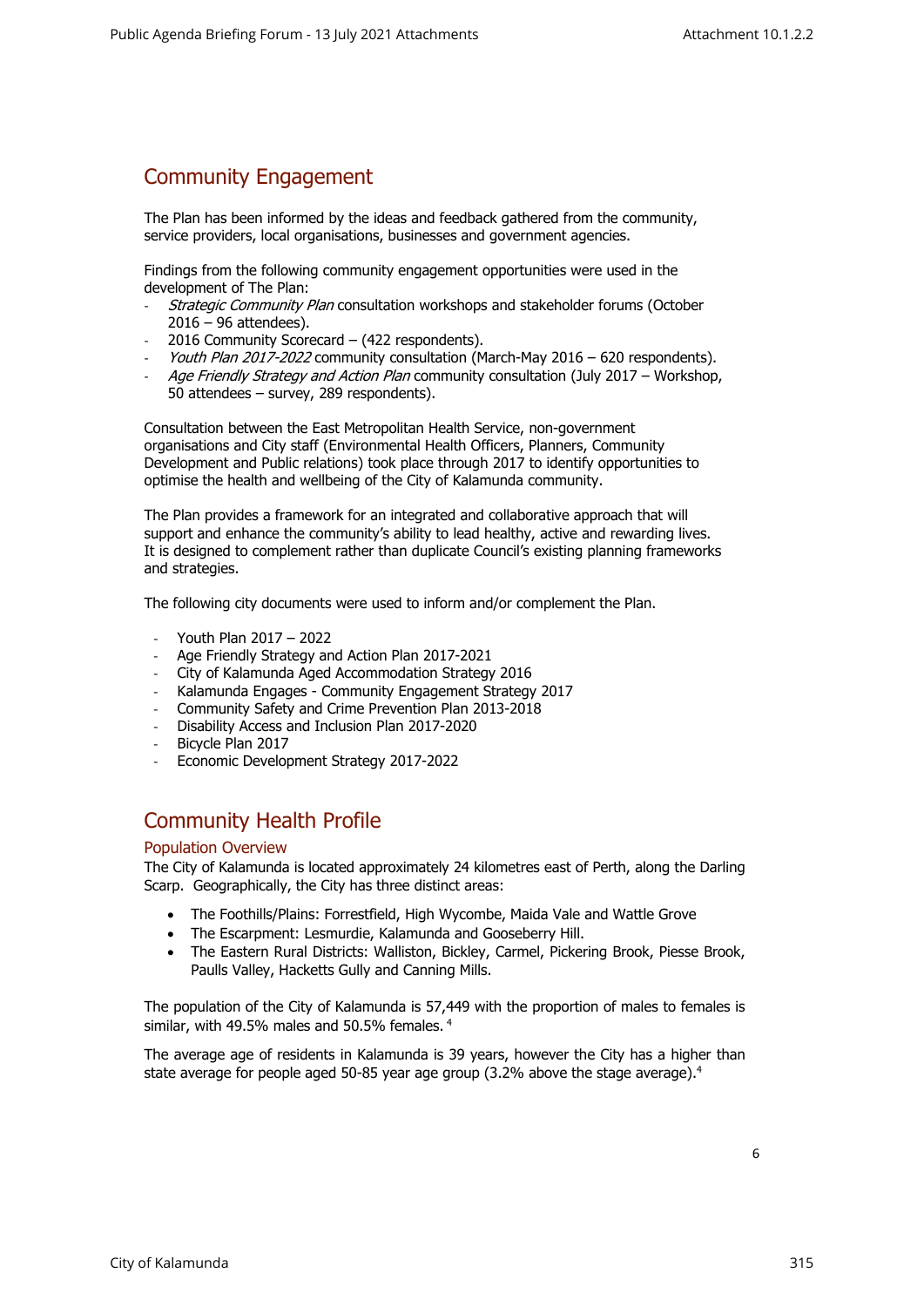## Community Engagement

The Plan has been informed by the ideas and feedback gathered from the community, service providers, local organisations, businesses and government agencies.

Findings from the following community engagement opportunities were used in the development of The Plan:

- *Strategic Community Plan* consultation workshops and stakeholder forums (October 2016 – 96 attendees).
- 2016 Community Scorecard – (422 respondents).
- *Youth Plan 2017-2022* community consultation (March-May 2016 – 620 respondents).
- *Age Friendly Strategy and Action Plan* community consultation (July 2017 – Workshop, 50 attendees – survey, 289 respondents).

Consultation between the East Metropolitan Health Service, non-government organisations and City staff (Environmental Health Officers, Planners, Community Development and Public relations) took place through 2017 to identify opportunities to optimise the health and wellbeing of the City of Kalamunda community.

The Plan provides a framework for an integrated and collaborative approach that will support and enhance the community's ability to lead healthy, active and rewarding lives. It is designed to complement rather than duplicate Council's existing planning frameworks and strategies.

The following city documents were used to inform and/or complement the Plan.

- Youth Plan 2017 – 2022
- Age Friendly Strategy and Action Plan 2017-2021
- City of Kalamunda Aged Accommodation Strategy 2016
- Kalamunda Engages - Community Engagement Strategy 2017
- Community Safety and Crime Prevention Plan 2013-2018
- Disability Access and Inclusion Plan 2017-2020
- Bicycle Plan 2017
- Economic Development Strategy 2017-2022

## Community Health Profile

### Population Overview

The City of Kalamunda is located approximately 24 kilometres east of Perth, along the Darling Scarp. Geographically, the City has three distinct areas:

- The Foothills/Plains: Forrestfield, High Wycombe, Maida Vale and Wattle Grove
- The Escarpment: Lesmurdie, Kalamunda and Gooseberry Hill.
- The Eastern Rural Districts: Walliston, Bickley, Carmel, Pickering Brook, Piesse Brook, Paulls Valley, Hacketts Gully and Canning Mills.

The population of the City of Kalamunda is 57,449 with the proportion of males to females is similar, with 49.5% males and 50.5% females. [4]

The average age of residents in Kalamunda is 39 years, however the City has a higher than state average for people aged 50-85 year age group (3.2% above the stage average).[4]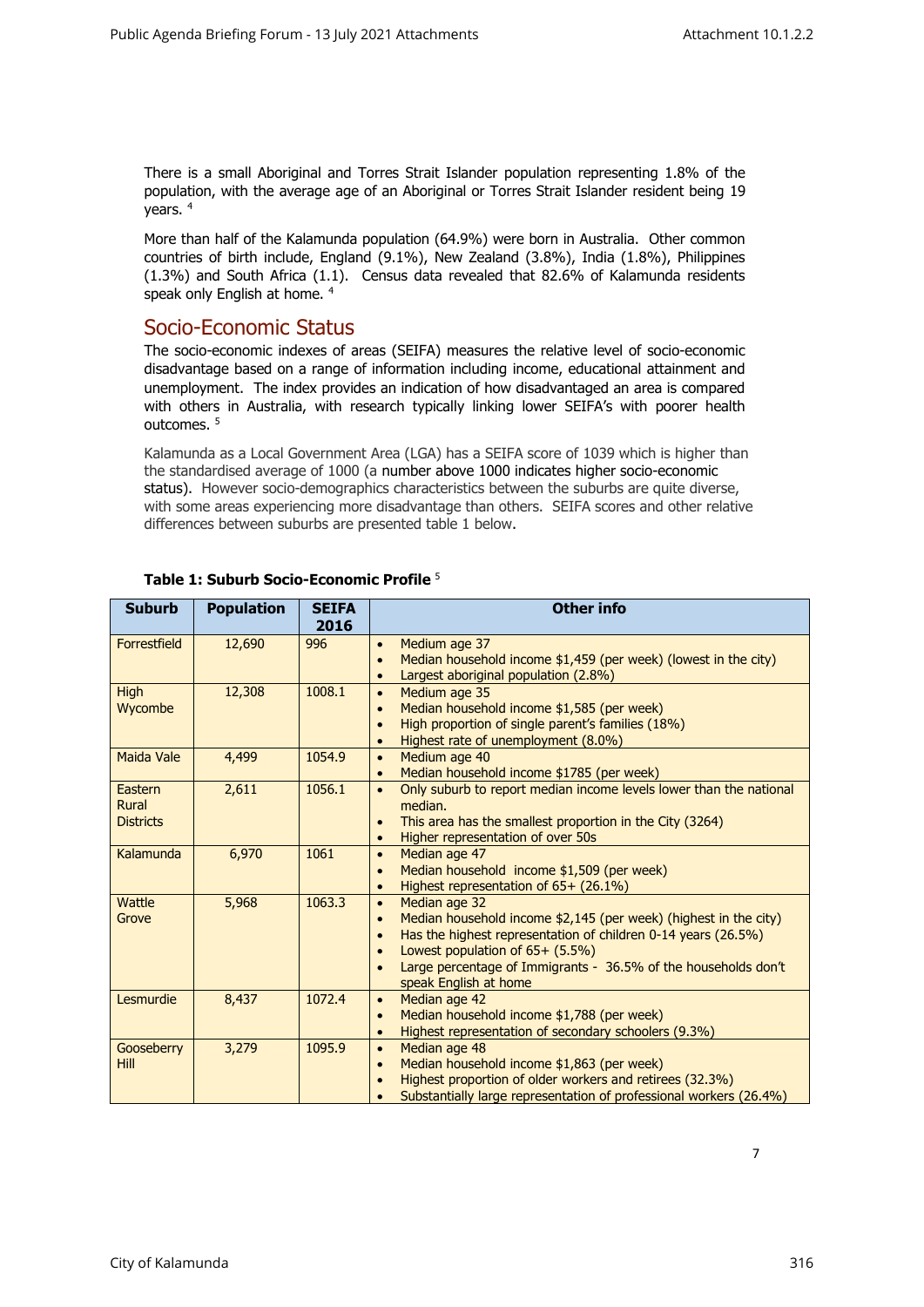There is a small Aboriginal and Torres Strait Islander population representing 1.8% of the population, with the average age of an Aboriginal or Torres Strait Islander resident being 19 years. [4]

More than half of the Kalamunda population (64.9%) were born in Australia. Other common countries of birth include, England (9.1%), New Zealand (3.8%), India (1.8%), Philippines (1.3%) and South Africa (1.1). Census data revealed that 82.6% of Kalamunda residents speak only English at home. [4]

## Socio-Economic Status

The socio-economic indexes of areas (SEIFA) measures the relative level of socio-economic disadvantage based on a range of information including income, educational attainment and unemployment. The index provides an indication of how disadvantaged an area is compared with others in Australia, with research typically linking lower SEIFA's with poorer health outcomes. [5]

Kalamunda as a Local Government Area (LGA) has a SEIFA score of 1039 which is higher than the standardised average of 1000 (a number above 1000 indicates higher socio-economic status). However socio-demographics characteristics between the suburbs are quite diverse, with some areas experiencing more disadvantage than others. SEIFA scores and other relative differences between suburbs are presented table 1 below.

**Table 1: Suburb Socio-Economic Profile** [5]

| Suburb | Population | SEIFA 2016 | Other info |
|---|---|---|---|
| Forrestfield | 12,690 | 996 | • Medium age 37<br>• Median household income $1,459 (per week) (lowest in the city)<br>• Largest aboriginal population (2.8%) |
| High Wycombe | 12,308 | 1008.1 | • Medium age 35<br>• Median household income $1,585 (per week)<br>• High proportion of single parent's families (18%)<br>• Highest rate of unemployment (8.0%) |
| Maida Vale | 4,499 | 1054.9 | • Medium age 40<br>• Median household income $1785 (per week) |
| Eastern Rural Districts | 2,611 | 1056.1 | • Only suburb to report median income levels lower than the national median.<br>• This area has the smallest proportion in the City (3264)<br>• Higher representation of over 50s |
| Kalamunda | 6,970 | 1061 | • Median age 47<br>• Median household income $1,509 (per week)<br>• Highest representation of 65+ (26.1%) |
| Wattle Grove | 5,968 | 1063.3 | • Median age 32<br>• Median household income $2,145 (per week) (highest in the city)<br>• Has the highest representation of children 0-14 years (26.5%)<br>• Lowest population of 65+ (5.5%)<br>• Large percentage of Immigrants - 36.5% of the households don't speak English at home |
| Lesmurdie | 8,437 | 1072.4 | • Median age 42<br>• Median household income $1,788 (per week)<br>• Highest representation of secondary schoolers (9.3%) |
| Gooseberry Hill | 3,279 | 1095.9 | • Median age 48<br>• Median household income $1,863 (per week)<br>• Highest proportion of older workers and retirees (32.3%)<br>• Substantially large representation of professional workers (26.4%) |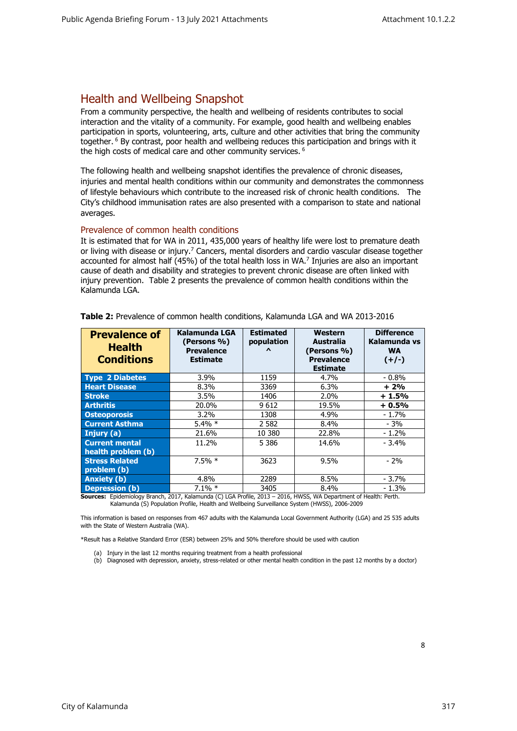## Health and Wellbeing Snapshot

From a community perspective, the health and wellbeing of residents contributes to social interaction and the vitality of a community. For example, good health and wellbeing enables participation in sports, volunteering, arts, culture and other activities that bring the community together. [6] By contrast, poor health and wellbeing reduces this participation and brings with it the high costs of medical care and other community services. [6]

The following health and wellbeing snapshot identifies the prevalence of chronic diseases, injuries and mental health conditions within our community and demonstrates the commonness of lifestyle behaviours which contribute to the increased risk of chronic health conditions. The City's childhood immunisation rates are also presented with a comparison to state and national averages.

### Prevalence of common health conditions

It is estimated that for WA in 2011, 435,000 years of healthy life were lost to premature death or living with disease or injury.[7] Cancers, mental disorders and cardio vascular disease together accounted for almost half (45%) of the total health loss in WA.[7] Injuries are also an important cause of death and disability and strategies to prevent chronic disease are often linked with injury prevention. Table 2 presents the prevalence of common health conditions within the Kalamunda LGA.

**Table 2:** Prevalence of common health conditions, Kalamunda LGA and WA 2013-2016

| Prevalence of Health Conditions | Kalamunda LGA (Persons %) Prevalence Estimate | Estimated population ^ | Western Australia (Persons %) Prevalence Estimate | Difference Kalamunda vs WA (+/-) |
|---|---|---|---|---|
| Type 2 Diabetes | 3.9% | 1159 | 4.7% | - 0.8% |
| Heart Disease | 8.3% | 3369 | 6.3% | **+ 2%** |
| Stroke | 3.5% | 1406 | 2.0% | **+ 1.5%** |
| Arthritis | 20.0% | 9 612 | 19.5% | **+ 0.5%** |
| Osteoporosis | 3.2% | 1308 | 4.9% | - 1.7% |
| Current Asthma | 5.4% * | 2 582 | 8.4% | - 3% |
| Injury (a) | 21.6% | 10 380 | 22.8% | - 1.2% |
| Current mental health problem (b) | 11.2% | 5 386 | 14.6% | - 3.4% |
| Stress Related problem (b) | 7.5% * | 3623 | 9.5% | - 2% |
| Anxiety (b) | 4.8% | 2289 | 8.5% | - 3.7% |
| Depression (b) | 7.1% * | 3405 | 8.4% | - 1.3% |

**Sources:** Epidemiology Branch, 2017, Kalamunda (C) LGA Profile, 2013 – 2016, HWSS, WA Department of Health: Perth. Kalamunda (S) Population Profile, Health and Wellbeing Surveillance System (HWSS), 2006-2009

This information is based on responses from 467 adults with the Kalamunda Local Government Authority (LGA) and 25 535 adults with the State of Western Australia (WA).

*Result has a Relative Standard Error (ESR) between 25% and 50% therefore should be used with caution

(a) Injury in the last 12 months requiring treatment from a health professional
(b) Diagnosed with depression, anxiety, stress-related or other mental health condition in the past 12 months by a doctor)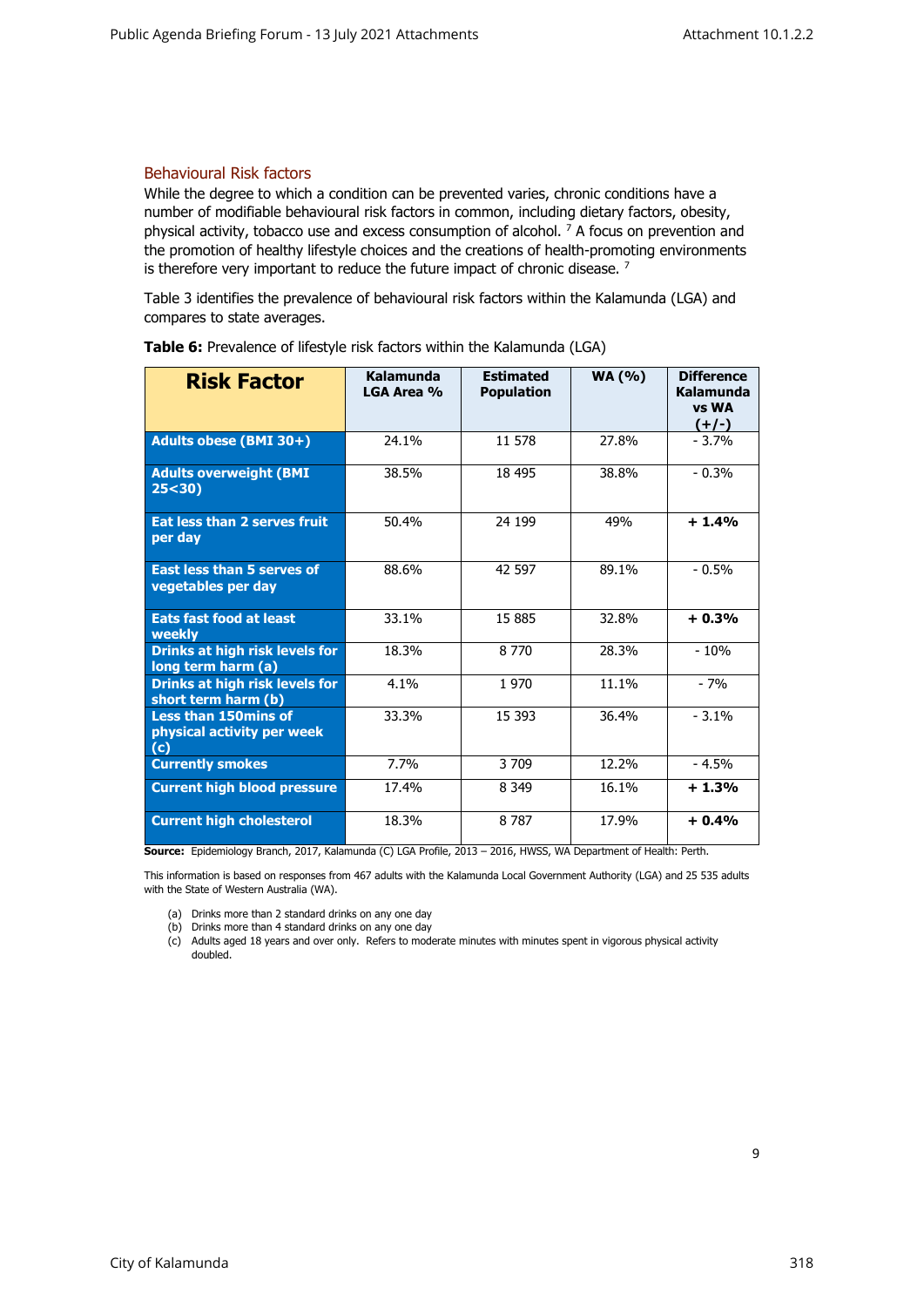### Behavioural Risk factors

While the degree to which a condition can be prevented varies, chronic conditions have a number of modifiable behavioural risk factors in common, including dietary factors, obesity, physical activity, tobacco use and excess consumption of alcohol. [7] A focus on prevention and the promotion of healthy lifestyle choices and the creations of health-promoting environments is therefore very important to reduce the future impact of chronic disease. [7]

Table 3 identifies the prevalence of behavioural risk factors within the Kalamunda (LGA) and compares to state averages.

**Table 6:** Prevalence of lifestyle risk factors within the Kalamunda (LGA)

| Risk Factor | Kalamunda LGA Area % | Estimated Population | WA (%) | Difference Kalamunda vs WA (+/-) |
|---|---|---|---|---|
| Adults obese (BMI 30+) | 24.1% | 11 578 | 27.8% | - 3.7% |
| Adults overweight (BMI 25<30) | 38.5% | 18 495 | 38.8% | - 0.3% |
| Eat less than 2 serves fruit per day | 50.4% | 24 199 | 49% | **+ 1.4%** |
| East less than 5 serves of vegetables per day | 88.6% | 42 597 | 89.1% | - 0.5% |
| Eats fast food at least weekly | 33.1% | 15 885 | 32.8% | **+ 0.3%** |
| Drinks at high risk levels for long term harm (a) | 18.3% | 8 770 | 28.3% | - 10% |
| Drinks at high risk levels for short term harm (b) | 4.1% | 1 970 | 11.1% | - 7% |
| Less than 150mins of physical activity per week (c) | 33.3% | 15 393 | 36.4% | - 3.1% |
| Currently smokes | 7.7% | 3 709 | 12.2% | - 4.5% |
| Current high blood pressure | 17.4% | 8 349 | 16.1% | **+ 1.3%** |
| Current high cholesterol | 18.3% | 8 787 | 17.9% | **+ 0.4%** |

**Source:** Epidemiology Branch, 2017, Kalamunda (C) LGA Profile, 2013 – 2016, HWSS, WA Department of Health: Perth.

This information is based on responses from 467 adults with the Kalamunda Local Government Authority (LGA) and 25 535 adults with the State of Western Australia (WA).

(a) Drinks more than 2 standard drinks on any one day
(b) Drinks more than 4 standard drinks on any one day
(c) Adults aged 18 years and over only. Refers to moderate minutes with minutes spent in vigorous physical activity doubled.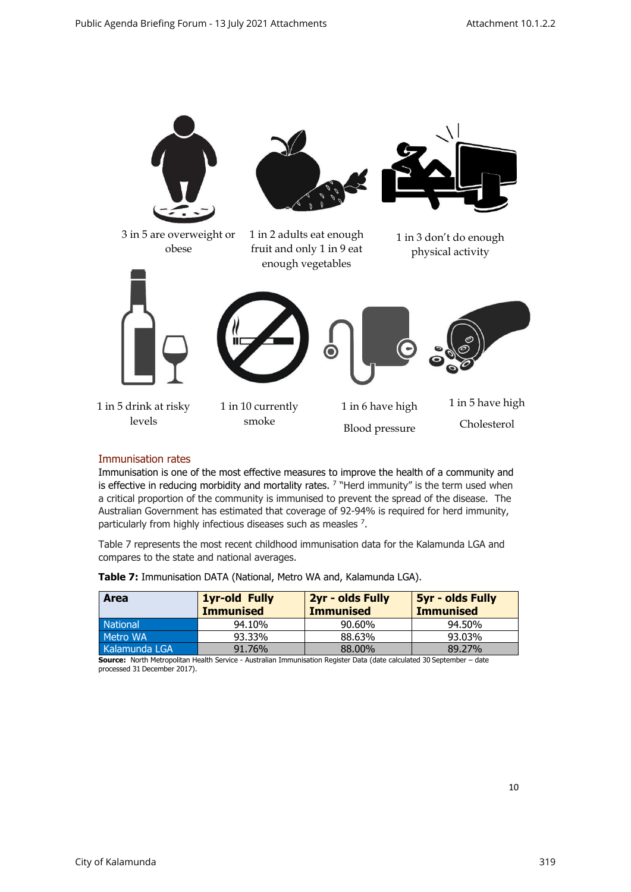3 in 5 are overweight or obese

1 in 2 adults eat enough fruit and only 1 in 9 eat enough vegetables

1 in 3 don't do enough physical activity

1 in 5 drink at risky levels

1 in 10 currently smoke

1 in 6 have high Blood pressure

1 in 5 have high Cholesterol

## Immunisation rates

Immunisation is one of the most effective measures to improve the health of a community and is effective in reducing morbidity and mortality rates. [7] "Herd immunity" is the term used when a critical proportion of the community is immunised to prevent the spread of the disease. The Australian Government has estimated that coverage of 92-94% is required for herd immunity, particularly from highly infectious diseases such as measles [7].

Table 7 represents the most recent childhood immunisation data for the Kalamunda LGA and compares to the state and national averages.

**Table 7:** Immunisation DATA (National, Metro WA and, Kalamunda LGA).

| Area | 1yr-old Fully Immunised | 2yr - olds Fully Immunised | 5yr - olds Fully Immunised |
|---|---|---|---|
| National | 94.10% | 90.60% | 94.50% |
| Metro WA | 93.33% | 88.63% | 93.03% |
| Kalamunda LGA | 91.76% | 88.00% | 89.27% |

**Source:** North Metropolitan Health Service - Australian Immunisation Register Data (date calculated 30 September – date processed 31 December 2017).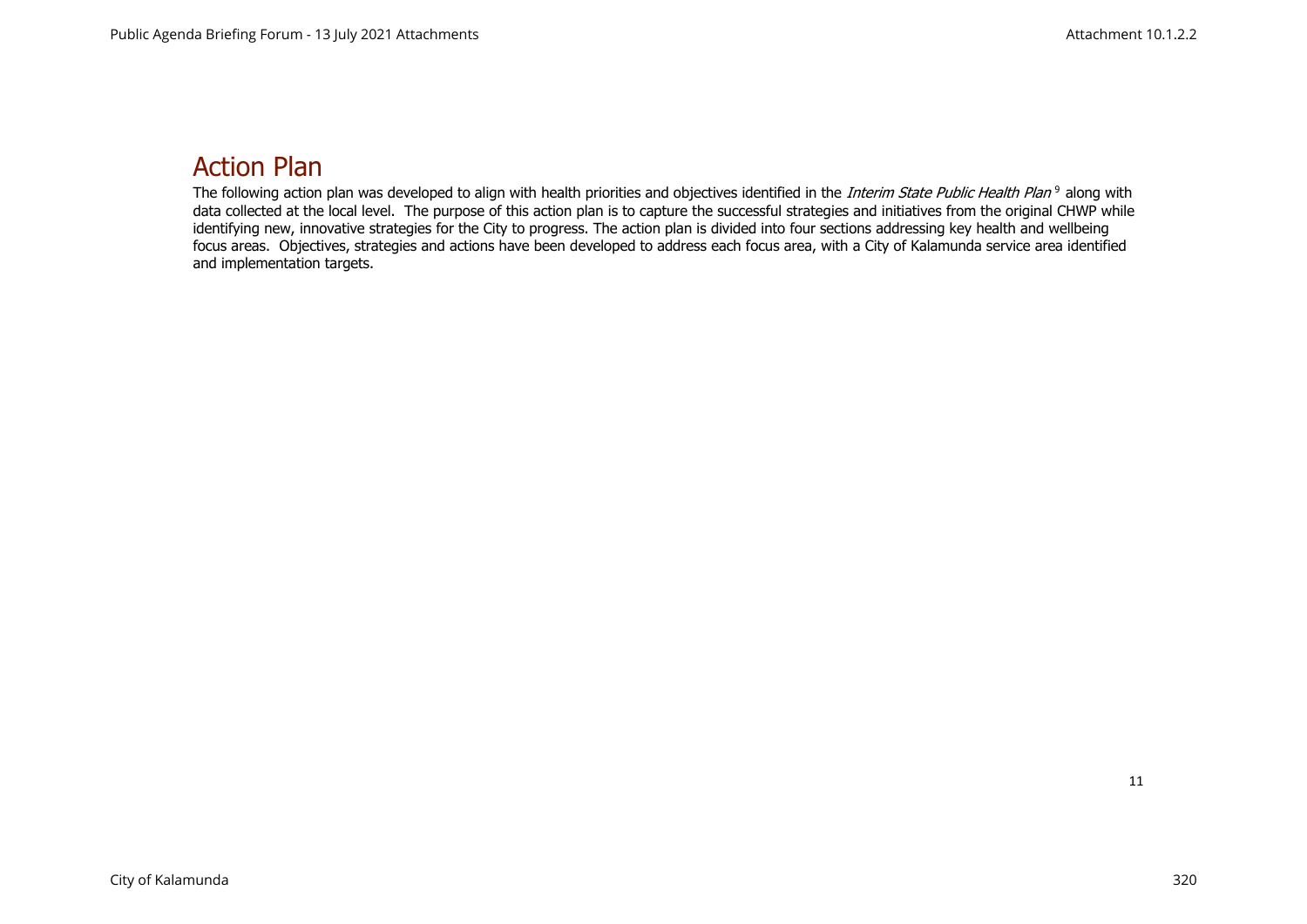## Action Plan

The following action plan was developed to align with health priorities and objectives identified in the *Interim State Public Health Plan* [9] along with data collected at the local level. The purpose of this action plan is to capture the successful strategies and initiatives from the original CHWP while identifying new, innovative strategies for the City to progress. The action plan is divided into four sections addressing key health and wellbeing focus areas. Objectives, strategies and actions have been developed to address each focus area, with a City of Kalamunda service area identified and implementation targets.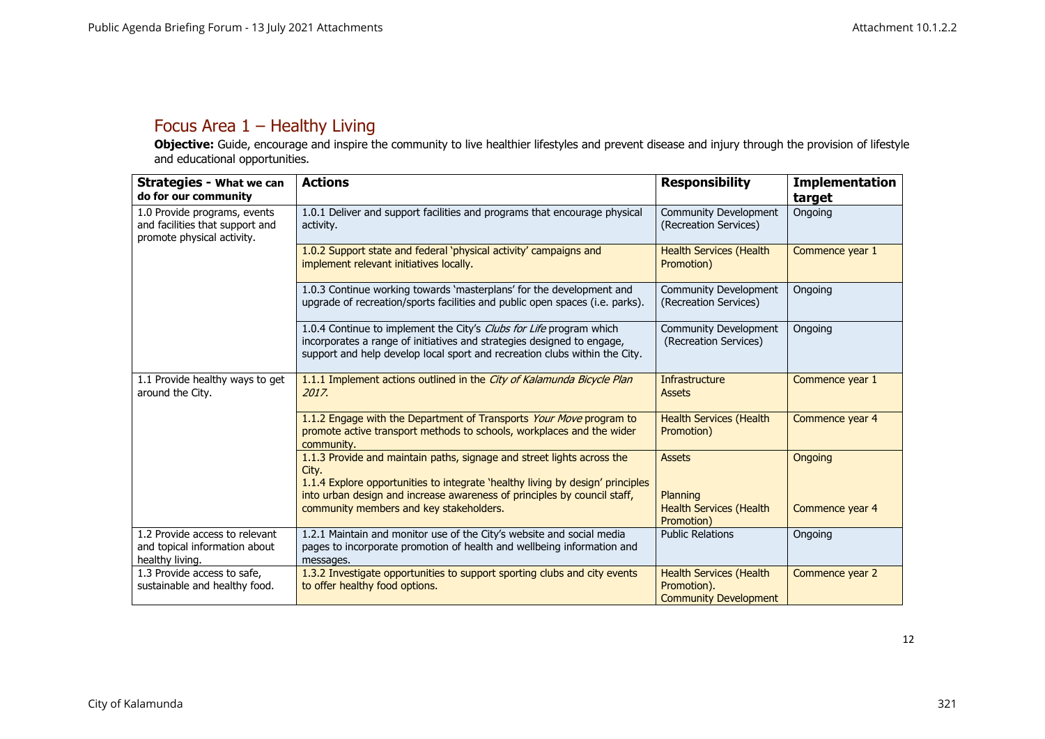## Focus Area 1 – Healthy Living

**Objective:** Guide, encourage and inspire the community to live healthier lifestyles and prevent disease and injury through the provision of lifestyle and educational opportunities.

| **Strategies - What we can do for our community** | **Actions** | **Responsibility** | **Implementation target** |
|---|---|---|---|
| 1.0 Provide programs, events and facilities that support and promote physical activity. | 1.0.1 Deliver and support facilities and programs that encourage physical activity. | Community Development (Recreation Services) | Ongoing |
| | 1.0.2 Support state and federal 'physical activity' campaigns and implement relevant initiatives locally. | Health Services (Health Promotion) | Commence year 1 |
| | 1.0.3 Continue working towards 'masterplans' for the development and upgrade of recreation/sports facilities and public open spaces (i.e. parks). | Community Development (Recreation Services) | Ongoing |
| | 1.0.4 Continue to implement the City's *Clubs for Life* program which incorporates a range of initiatives and strategies designed to engage, support and help develop local sport and recreation clubs within the City. | Community Development (Recreation Services) | Ongoing |
| 1.1 Provide healthy ways to get around the City. | 1.1.1 Implement actions outlined in the *City of Kalamunda Bicycle Plan 2017.* | Infrastructure Assets | Commence year 1 |
| | 1.1.2 Engage with the Department of Transports *Your Move* program to promote active transport methods to schools, workplaces and the wider community. | Health Services (Health Promotion) | Commence year 4 |
| | 1.1.3 Provide and maintain paths, signage and street lights across the City. | Assets | Ongoing |
| | 1.1.4 Explore opportunities to integrate 'healthy living by design' principles into urban design and increase awareness of principles by council staff, community members and key stakeholders. | Planning<br>Health Services (Health Promotion) | Commence year 4 |
| 1.2 Provide access to relevant and topical information about healthy living. | 1.2.1 Maintain and monitor use of the City's website and social media pages to incorporate promotion of health and wellbeing information and messages. | Public Relations | Ongoing |
| 1.3 Provide access to safe, sustainable and healthy food. | 1.3.2 Investigate opportunities to support sporting clubs and city events to offer healthy food options. | Health Services (Health Promotion).<br>Community Development | Commence year 2 |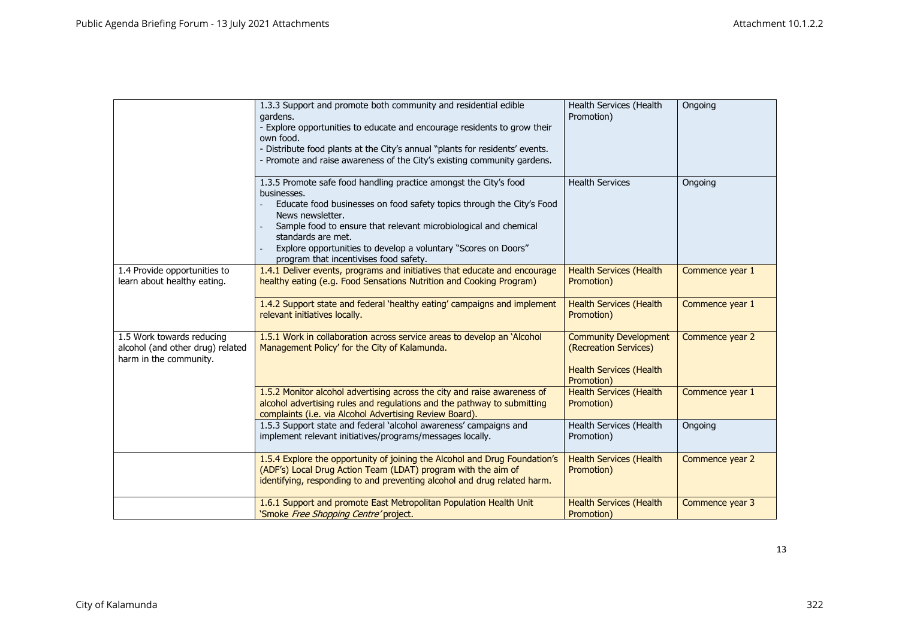| | | | |
|---|---|---|---|
| | 1.3.3 Support and promote both community and residential edible gardens.<br>- Explore opportunities to educate and encourage residents to grow their own food.<br>- Distribute food plants at the City's annual "plants for residents' events.<br>- Promote and raise awareness of the City's existing community gardens. | Health Services (Health Promotion) | Ongoing |
| | 1.3.5 Promote safe food handling practice amongst the City's food businesses.<br>- Educate food businesses on food safety topics through the City's Food News newsletter.<br>- Sample food to ensure that relevant microbiological and chemical standards are met.<br>- Explore opportunities to develop a voluntary "Scores on Doors" program that incentivises food safety. | Health Services | Ongoing |
| 1.4 Provide opportunities to learn about healthy eating. | 1.4.1 Deliver events, programs and initiatives that educate and encourage healthy eating (e.g. Food Sensations Nutrition and Cooking Program) | Health Services (Health Promotion) | Commence year 1 |
| | 1.4.2 Support state and federal 'healthy eating' campaigns and implement relevant initiatives locally. | Health Services (Health Promotion) | Commence year 1 |
| 1.5 Work towards reducing alcohol (and other drug) related harm in the community. | 1.5.1 Work in collaboration across service areas to develop an 'Alcohol Management Policy' for the City of Kalamunda. | Community Development (Recreation Services)<br><br>Health Services (Health Promotion) | Commence year 2 |
| | 1.5.2 Monitor alcohol advertising across the city and raise awareness of alcohol advertising rules and regulations and the pathway to submitting complaints (i.e. via Alcohol Advertising Review Board). | Health Services (Health Promotion) | Commence year 1 |
| | 1.5.3 Support state and federal 'alcohol awareness' campaigns and implement relevant initiatives/programs/messages locally. | Health Services (Health Promotion) | Ongoing |
| | 1.5.4 Explore the opportunity of joining the Alcohol and Drug Foundation's (ADF's) Local Drug Action Team (LDAT) program with the aim of identifying, responding to and preventing alcohol and drug related harm. | Health Services (Health Promotion) | Commence year 2 |
| | 1.6.1 Support and promote East Metropolitan Population Health Unit 'Smoke *Free Shopping Centre'* project. | Health Services (Health Promotion) | Commence year 3 |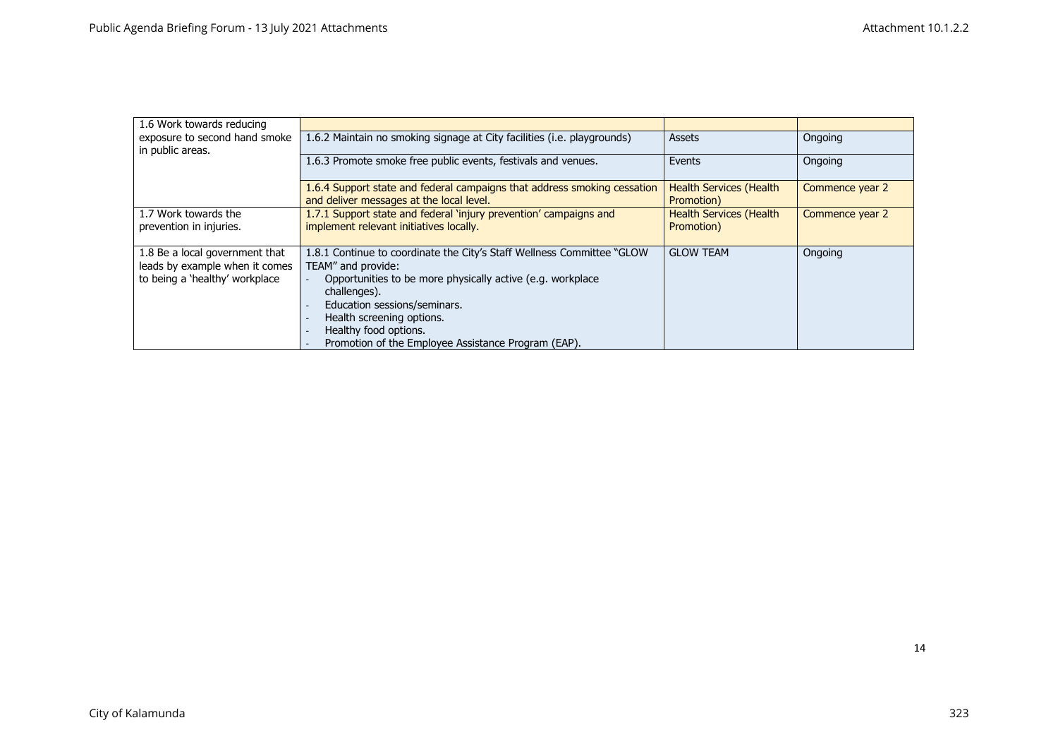| | | | |
|---|---|---|---|
| 1.6 Work towards reducing exposure to second hand smoke in public areas. | | | |
| | 1.6.2 Maintain no smoking signage at City facilities (i.e. playgrounds) | Assets | Ongoing |
| | 1.6.3 Promote smoke free public events, festivals and venues. | Events | Ongoing |
| | 1.6.4 Support state and federal campaigns that address smoking cessation and deliver messages at the local level. | Health Services (Health Promotion) | Commence year 2 |
| 1.7 Work towards the prevention in injuries. | 1.7.1 Support state and federal 'injury prevention' campaigns and implement relevant initiatives locally. | Health Services (Health Promotion) | Commence year 2 |
| 1.8 Be a local government that leads by example when it comes to being a 'healthy' workplace | 1.8.1 Continue to coordinate the City's Staff Wellness Committee "GLOW TEAM" and provide:<br>- Opportunities to be more physically active (e.g. workplace challenges).<br>- Education sessions/seminars.<br>- Health screening options.<br>- Healthy food options.<br>- Promotion of the Employee Assistance Program (EAP). | GLOW TEAM | Ongoing |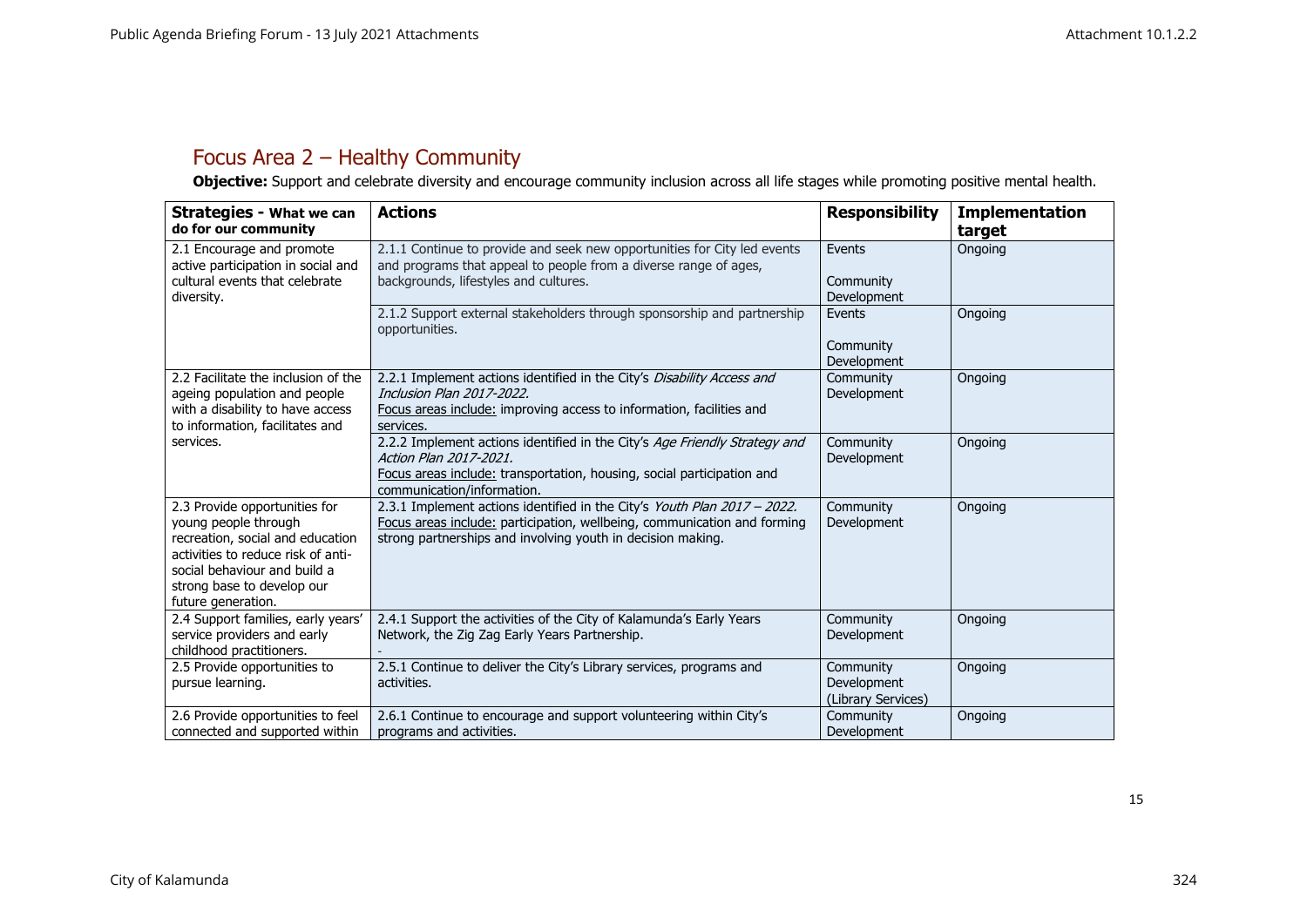## Focus Area 2 – Healthy Community

**Objective:** Support and celebrate diversity and encourage community inclusion across all life stages while promoting positive mental health.

| **Strategies - What we can do for our community** | **Actions** | **Responsibility** | **Implementation target** |
|---|---|---|---|
| 2.1 Encourage and promote active participation in social and cultural events that celebrate diversity. | 2.1.1 Continue to provide and seek new opportunities for City led events and programs that appeal to people from a diverse range of ages, backgrounds, lifestyles and cultures. | Events<br><br>Community Development | Ongoing |
| | 2.1.2 Support external stakeholders through sponsorship and partnership opportunities. | Events<br><br>Community Development | Ongoing |
| 2.2 Facilitate the inclusion of the ageing population and people with a disability to have access to information, facilitates and services. | 2.2.1 Implement actions identified in the City's *Disability Access and Inclusion Plan 2017-2022.*<br>Focus areas include: improving access to information, facilities and services. | Community Development | Ongoing |
| | 2.2.2 Implement actions identified in the City's *Age Friendly Strategy and Action Plan 2017-2021.*<br>Focus areas include: transportation, housing, social participation and communication/information. | Community Development | Ongoing |
| 2.3 Provide opportunities for young people through recreation, social and education activities to reduce risk of anti-social behaviour and build a strong base to develop our future generation. | 2.3.1 Implement actions identified in the City's *Youth Plan 2017 – 2022.*<br>Focus areas include: participation, wellbeing, communication and forming strong partnerships and involving youth in decision making. | Community Development | Ongoing |
| 2.4 Support families, early years' service providers and early childhood practitioners. | 2.4.1 Support the activities of the City of Kalamunda's Early Years Network, the Zig Zag Early Years Partnership.<br>- | Community Development | Ongoing |
| 2.5 Provide opportunities to pursue learning. | 2.5.1 Continue to deliver the City's Library services, programs and activities. | Community Development (Library Services) | Ongoing |
| 2.6 Provide opportunities to feel connected and supported within | 2.6.1 Continue to encourage and support volunteering within City's programs and activities. | Community Development | Ongoing |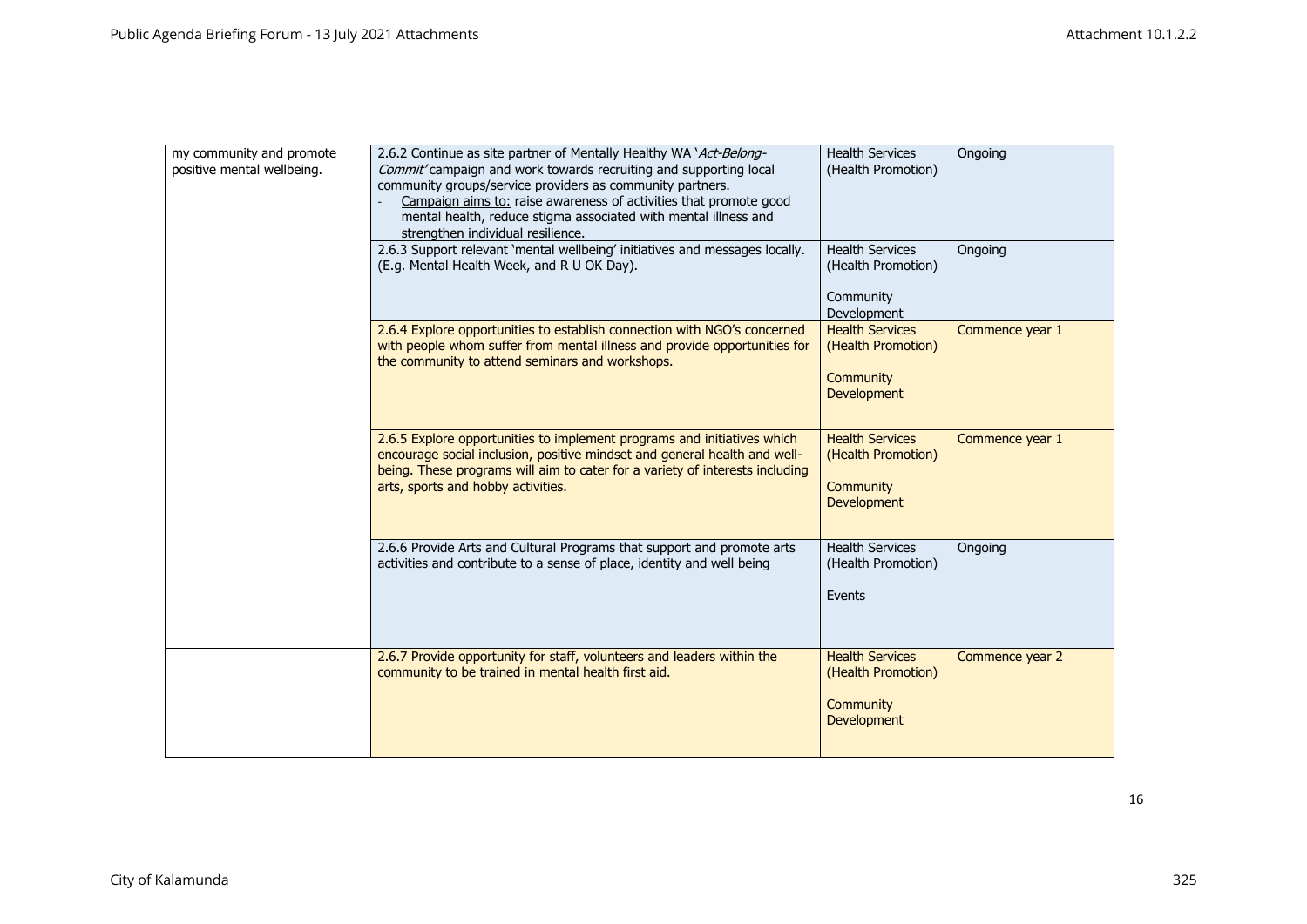| | | | |
|---|---|---|---|
| my community and promote positive mental wellbeing. | 2.6.2 Continue as site partner of Mentally Healthy WA '*Act-Belong-Commit'* campaign and work towards recruiting and supporting local community groups/service providers as community partners.<br>- Campaign aims to: raise awareness of activities that promote good mental health, reduce stigma associated with mental illness and strengthen individual resilience. | Health Services (Health Promotion) | Ongoing |
| | 2.6.3 Support relevant 'mental wellbeing' initiatives and messages locally. (E.g. Mental Health Week, and R U OK Day). | Health Services (Health Promotion)<br><br>Community Development | Ongoing |
| | 2.6.4 Explore opportunities to establish connection with NGO's concerned with people whom suffer from mental illness and provide opportunities for the community to attend seminars and workshops. | Health Services (Health Promotion)<br><br>Community Development | Commence year 1 |
| | 2.6.5 Explore opportunities to implement programs and initiatives which encourage social inclusion, positive mindset and general health and well-being. These programs will aim to cater for a variety of interests including arts, sports and hobby activities. | Health Services (Health Promotion)<br><br>Community Development | Commence year 1 |
| | 2.6.6 Provide Arts and Cultural Programs that support and promote arts activities and contribute to a sense of place, identity and well being | Health Services (Health Promotion)<br><br>Events | Ongoing |
| | 2.6.7 Provide opportunity for staff, volunteers and leaders within the community to be trained in mental health first aid. | Health Services (Health Promotion)<br><br>Community Development | Commence year 2 |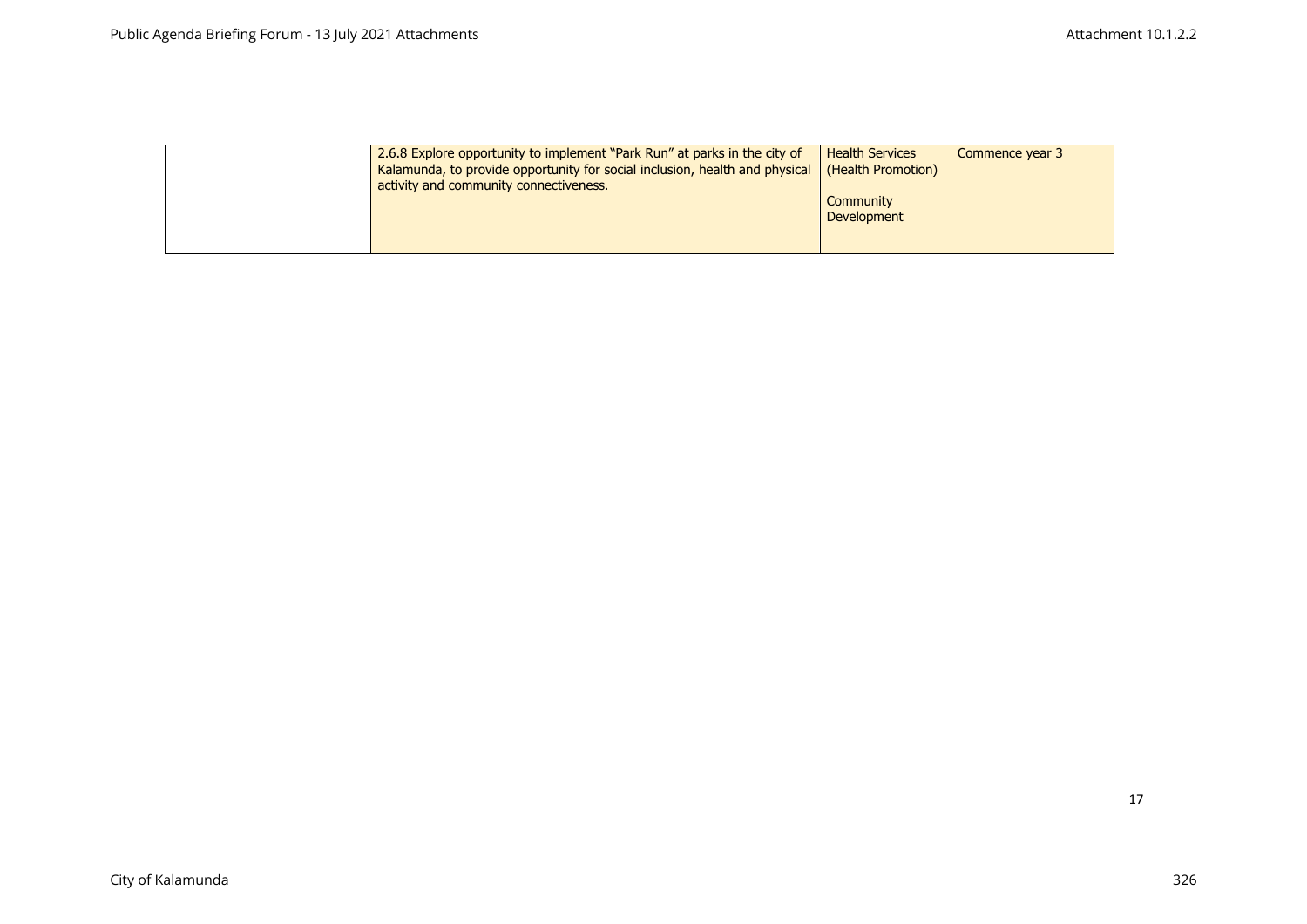| | | | |
|---|---|---|---|
| | 2.6.8 Explore opportunity to implement "Park Run" at parks in the city of Kalamunda, to provide opportunity for social inclusion, health and physical activity and community connectiveness. | Health Services (Health Promotion)<br><br>Community Development | Commence year 3 |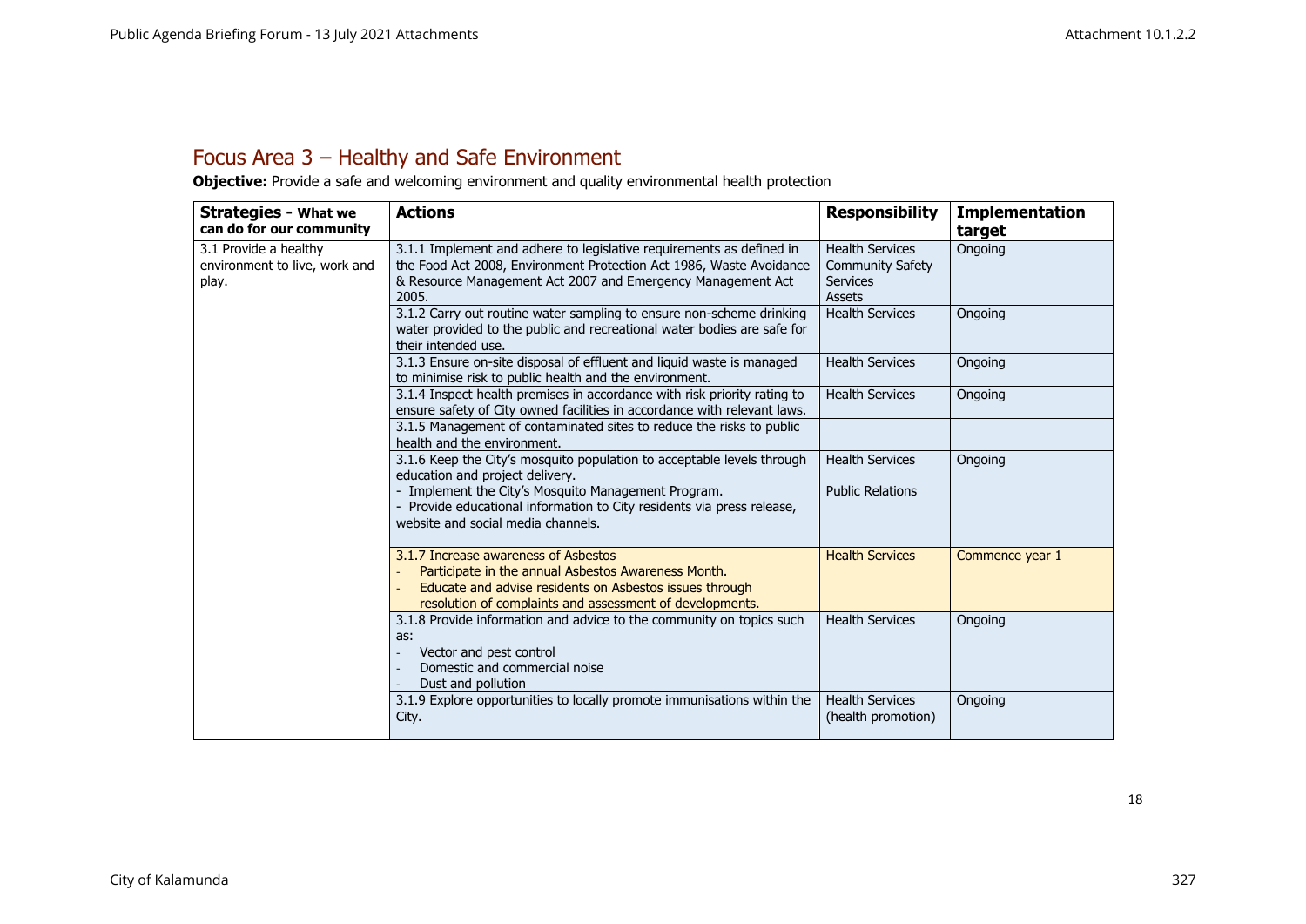## Focus Area 3 – Healthy and Safe Environment

**Objective:** Provide a safe and welcoming environment and quality environmental health protection

| Strategies - What we can do for our community | Actions | Responsibility | Implementation target |
|---|---|---|---|
| 3.1 Provide a healthy environment to live, work and play. | 3.1.1 Implement and adhere to legislative requirements as defined in the Food Act 2008, Environment Protection Act 1986, Waste Avoidance & Resource Management Act 2007 and Emergency Management Act 2005. | Health Services<br>Community Safety Services<br>Assets | Ongoing |
| | 3.1.2 Carry out routine water sampling to ensure non-scheme drinking water provided to the public and recreational water bodies are safe for their intended use. | Health Services | Ongoing |
| | 3.1.3 Ensure on-site disposal of effluent and liquid waste is managed to minimise risk to public health and the environment. | Health Services | Ongoing |
| | 3.1.4 Inspect health premises in accordance with risk priority rating to ensure safety of City owned facilities in accordance with relevant laws. | Health Services | Ongoing |
| | 3.1.5 Management of contaminated sites to reduce the risks to public health and the environment. | | |
| | 3.1.6 Keep the City's mosquito population to acceptable levels through education and project delivery.<br>- Implement the City's Mosquito Management Program.<br>- Provide educational information to City residents via press release, website and social media channels. | Health Services<br><br>Public Relations | Ongoing |
| | 3.1.7 Increase awareness of Asbestos<br>- Participate in the annual Asbestos Awareness Month.<br>- Educate and advise residents on Asbestos issues through resolution of complaints and assessment of developments. | Health Services | Commence year 1 |
| | 3.1.8 Provide information and advice to the community on topics such as:<br>- Vector and pest control<br>- Domestic and commercial noise<br>- Dust and pollution | Health Services | Ongoing |
| | 3.1.9 Explore opportunities to locally promote immunisations within the City. | Health Services (health promotion) | Ongoing |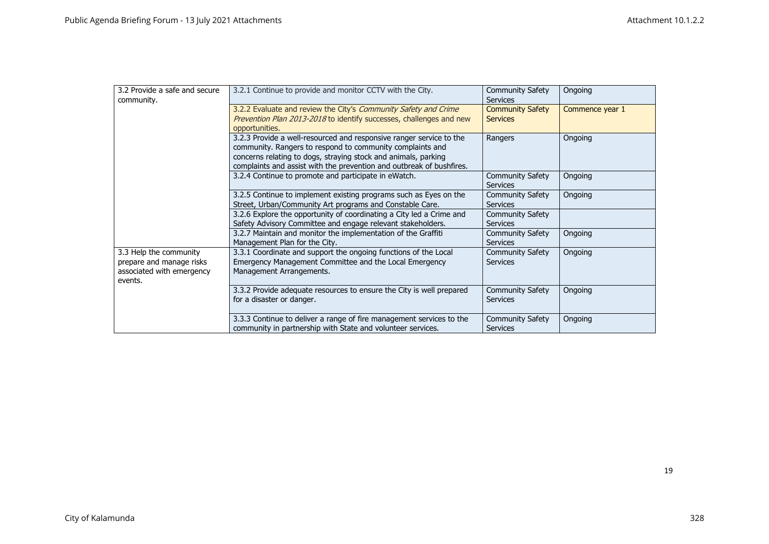| | | | |
|---|---|---|---|
| 3.2 Provide a safe and secure community. | 3.2.1 Continue to provide and monitor CCTV with the City. | Community Safety Services | Ongoing |
| | 3.2.2 Evaluate and review the City's *Community Safety and Crime Prevention Plan 2013-2018* to identify successes, challenges and new opportunities. | Community Safety Services | Commence year 1 |
| | 3.2.3 Provide a well-resourced and responsive ranger service to the community. Rangers to respond to community complaints and concerns relating to dogs, straying stock and animals, parking complaints and assist with the prevention and outbreak of bushfires. | Rangers | Ongoing |
| | 3.2.4 Continue to promote and participate in eWatch. | Community Safety Services | Ongoing |
| | 3.2.5 Continue to implement existing programs such as Eyes on the Street, Urban/Community Art programs and Constable Care. | Community Safety Services | Ongoing |
| | 3.2.6 Explore the opportunity of coordinating a City led a Crime and Safety Advisory Committee and engage relevant stakeholders. | Community Safety Services | |
| | 3.2.7 Maintain and monitor the implementation of the Graffiti Management Plan for the City. | Community Safety Services | Ongoing |
| 3.3 Help the community prepare and manage risks associated with emergency events. | 3.3.1 Coordinate and support the ongoing functions of the Local Emergency Management Committee and the Local Emergency Management Arrangements. | Community Safety Services | Ongoing |
| | 3.3.2 Provide adequate resources to ensure the City is well prepared for a disaster or danger. | Community Safety Services | Ongoing |
| | 3.3.3 Continue to deliver a range of fire management services to the community in partnership with State and volunteer services. | Community Safety Services | Ongoing |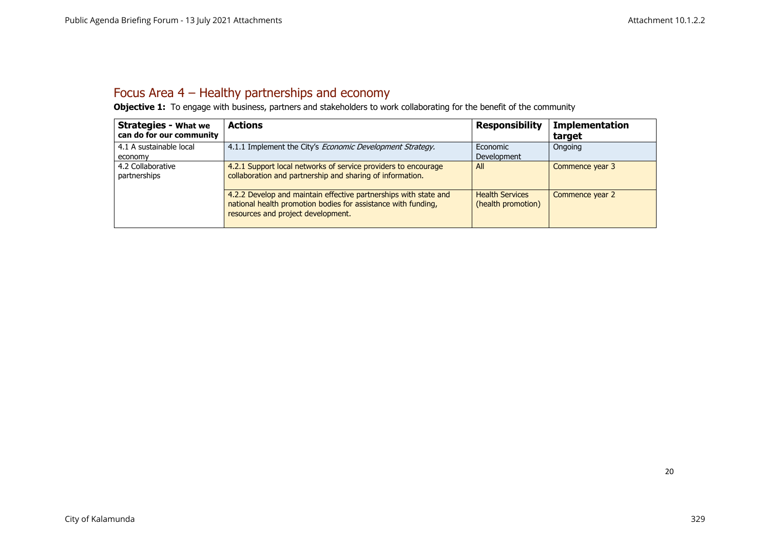## Focus Area 4 – Healthy partnerships and economy

**Objective 1:** To engage with business, partners and stakeholders to work collaborating for the benefit of the community

| Strategies - What we can do for our community | Actions | Responsibility | Implementation target |
|---|---|---|---|
| 4.1 A sustainable local economy | 4.1.1 Implement the City's *Economic Development Strategy.* | Economic Development | Ongoing |
| 4.2 Collaborative partnerships | 4.2.1 Support local networks of service providers to encourage collaboration and partnership and sharing of information. | All | Commence year 3 |
| | 4.2.2 Develop and maintain effective partnerships with state and national health promotion bodies for assistance with funding, resources and project development. | Health Services (health promotion) | Commence year 2 |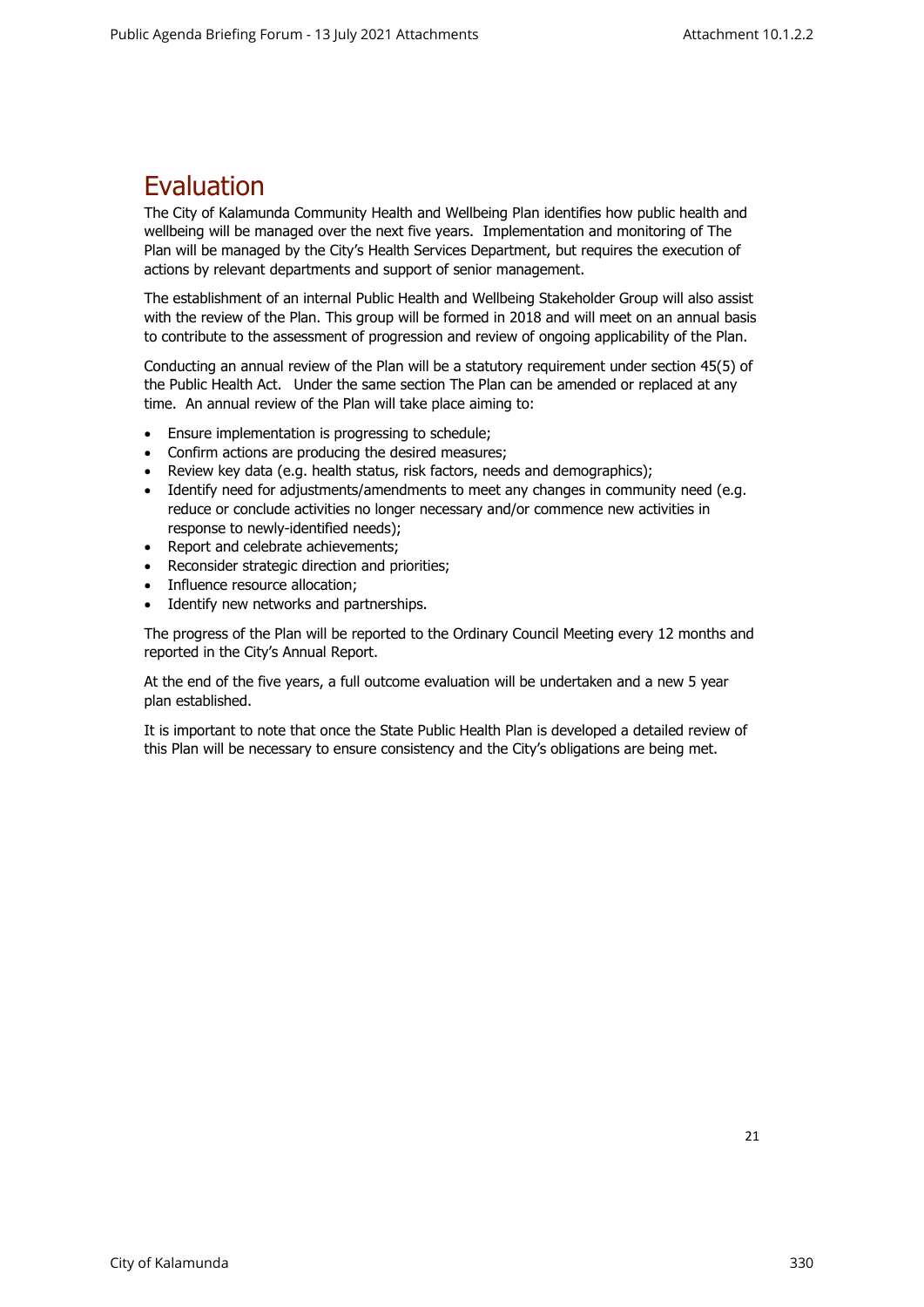# Evaluation

The City of Kalamunda Community Health and Wellbeing Plan identifies how public health and wellbeing will be managed over the next five years. Implementation and monitoring of The Plan will be managed by the City's Health Services Department, but requires the execution of actions by relevant departments and support of senior management.

The establishment of an internal Public Health and Wellbeing Stakeholder Group will also assist with the review of the Plan. This group will be formed in 2018 and will meet on an annual basis to contribute to the assessment of progression and review of ongoing applicability of the Plan.

Conducting an annual review of the Plan will be a statutory requirement under section 45(5) of the Public Health Act. Under the same section The Plan can be amended or replaced at any time. An annual review of the Plan will take place aiming to:

- Ensure implementation is progressing to schedule;
- Confirm actions are producing the desired measures;
- Review key data (e.g. health status, risk factors, needs and demographics);
- Identify need for adjustments/amendments to meet any changes in community need (e.g. reduce or conclude activities no longer necessary and/or commence new activities in response to newly-identified needs);
- Report and celebrate achievements;
- Reconsider strategic direction and priorities;
- Influence resource allocation;
- Identify new networks and partnerships.

The progress of the Plan will be reported to the Ordinary Council Meeting every 12 months and reported in the City's Annual Report.

At the end of the five years, a full outcome evaluation will be undertaken and a new 5 year plan established.

It is important to note that once the State Public Health Plan is developed a detailed review of this Plan will be necessary to ensure consistency and the City's obligations are being met.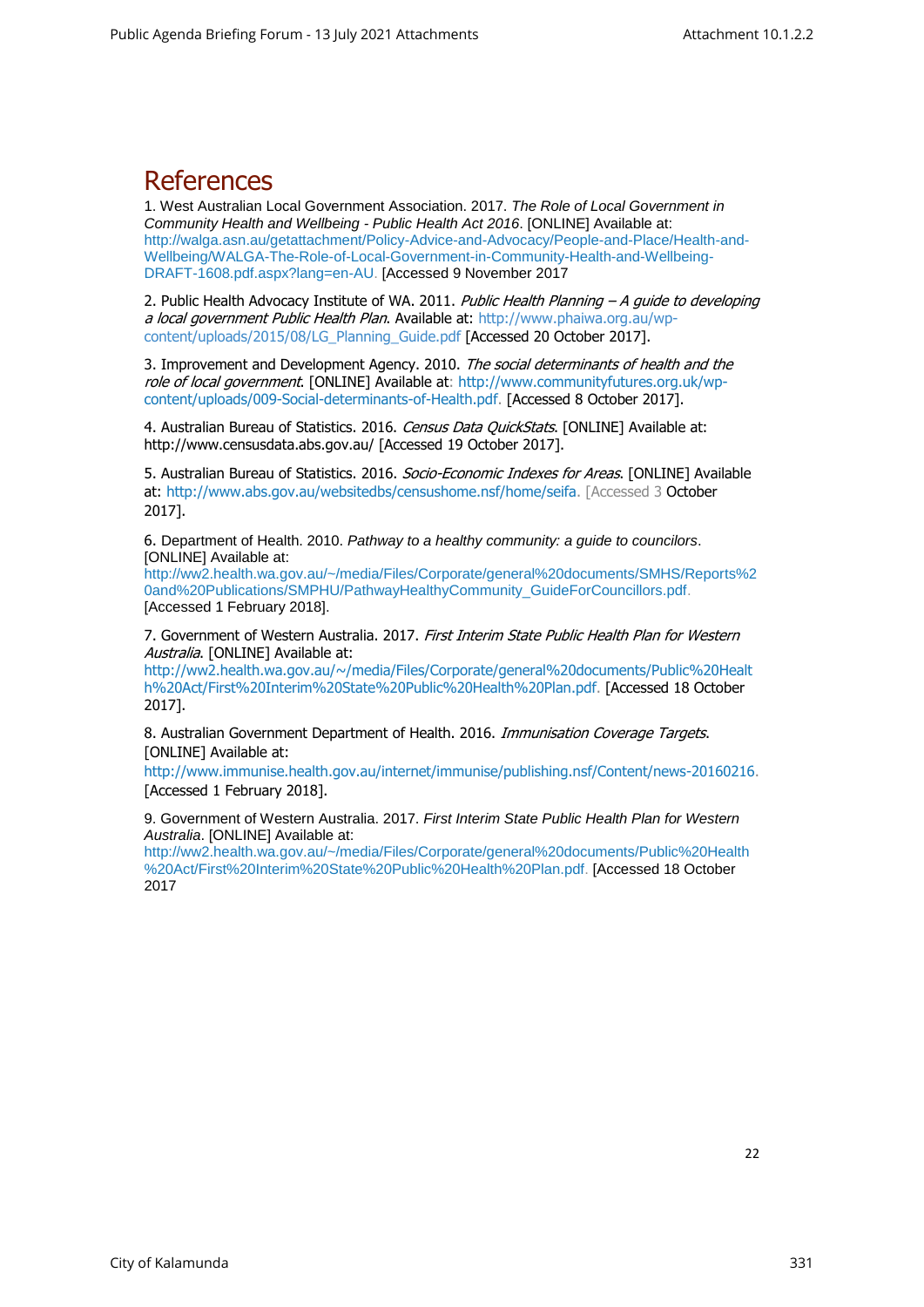# References

1. West Australian Local Government Association. 2017. *The Role of Local Government in Community Health and Wellbeing - Public Health Act 2016*. [ONLINE] Available at: http://walga.asn.au/getattachment/Policy-Advice-and-Advocacy/People-and-Place/Health-and-Wellbeing/WALGA-The-Role-of-Local-Government-in-Community-Health-and-Wellbeing-DRAFT-1608.pdf.aspx?lang=en-AU. [Accessed 9 November 2017

2. Public Health Advocacy Institute of WA. 2011. *Public Health Planning – A guide to developing a local government Public Health Plan*. Available at: http://www.phaiwa.org.au/wp-content/uploads/2015/08/LG_Planning_Guide.pdf [Accessed 20 October 2017].

3. Improvement and Development Agency. 2010. *The social determinants of health and the role of local government*. [ONLINE] Available at: http://www.communityfutures.org.uk/wp-content/uploads/009-Social-determinants-of-Health.pdf. [Accessed 8 October 2017].

4. Australian Bureau of Statistics. 2016. *Census Data QuickStats*. [ONLINE] Available at: http://www.censusdata.abs.gov.au/ [Accessed 19 October 2017].

5. Australian Bureau of Statistics. 2016. *Socio-Economic Indexes for Areas*. [ONLINE] Available at: http://www.abs.gov.au/websitedbs/censushome.nsf/home/seifa. [Accessed 3 October 2017].

6. Department of Health. 2010. *Pathway to a healthy community: a guide to councilors*. [ONLINE] Available at: http://ww2.health.wa.gov.au/~/media/Files/Corporate/general%20documents/SMHS/Reports%20and%20Publications/SMPHU/PathwayHealthyCommunity_GuideForCouncillors.pdf. [Accessed 1 February 2018].

7. Government of Western Australia. 2017. *First Interim State Public Health Plan for Western Australia*. [ONLINE] Available at: http://ww2.health.wa.gov.au/~/media/Files/Corporate/general%20documents/Public%20Health%20Act/First%20Interim%20State%20Public%20Health%20Plan.pdf. [Accessed 18 October 2017].

8. Australian Government Department of Health. 2016. *Immunisation Coverage Targets*. [ONLINE] Available at: http://www.immunise.health.gov.au/internet/immunise/publishing.nsf/Content/news-20160216. [Accessed 1 February 2018].

9. Government of Western Australia. 2017. *First Interim State Public Health Plan for Western Australia*. [ONLINE] Available at: http://ww2.health.wa.gov.au/~/media/Files/Corporate/general%20documents/Public%20Health%20Act/First%20Interim%20State%20Public%20Health%20Plan.pdf. [Accessed 18 October 2017